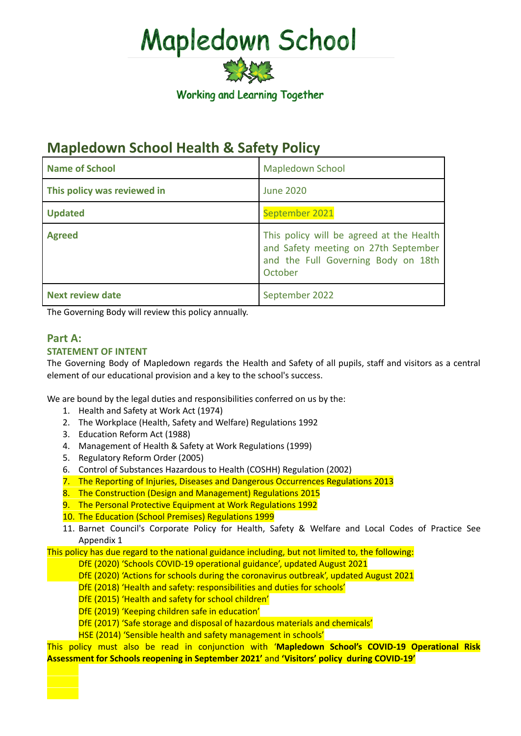# Mapledown School

Working and Learning Together

## Mapledown School Health & Safety Policy

| Name of School | Mapledown School |
|---|---|
| This policy was reviewed in | June 2020 |
| Updated | September 2021 |
| Agreed | This policy will be agreed at the Health and Safety meeting on 27th September and the Full Governing Body on 18th October |
| Next review date | September 2022 |

The Governing Body will review this policy annually.

### Part A:

#### STATEMENT OF INTENT

The Governing Body of Mapledown regards the Health and Safety of all pupils, staff and visitors as a central element of our educational provision and a key to the school's success.

We are bound by the legal duties and responsibilities conferred on us by the:

1. Health and Safety at Work Act (1974)
2. The Workplace (Health, Safety and Welfare) Regulations 1992
3. Education Reform Act (1988)
4. Management of Health & Safety at Work Regulations (1999)
5. Regulatory Reform Order (2005)
6. Control of Substances Hazardous to Health (COSHH) Regulation (2002)
7. The Reporting of Injuries, Diseases and Dangerous Occurrences Regulations 2013
8. The Construction (Design and Management) Regulations 2015
9. The Personal Protective Equipment at Work Regulations 1992
10. The Education (School Premises) Regulations 1999
11. Barnet Council's Corporate Policy for Health, Safety & Welfare and Local Codes of Practice See Appendix 1

This policy has due regard to the national guidance including, but not limited to, the following:

- DfE (2020) 'Schools COVID-19 operational guidance', updated August 2021
- DfE (2020) 'Actions for schools during the coronavirus outbreak', updated August 2021
- DfE (2018) 'Health and safety: responsibilities and duties for schools'
- DfE (2015) 'Health and safety for school children'
- DfE (2019) 'Keeping children safe in education'
- DfE (2017) 'Safe storage and disposal of hazardous materials and chemicals'
- HSE (2014) 'Sensible health and safety management in schools'

This policy must also be read in conjunction with **'Mapledown School's COVID-19 Operational Risk Assessment for Schools reopening in September 2021'** and **'Visitors' policy during COVID-19'**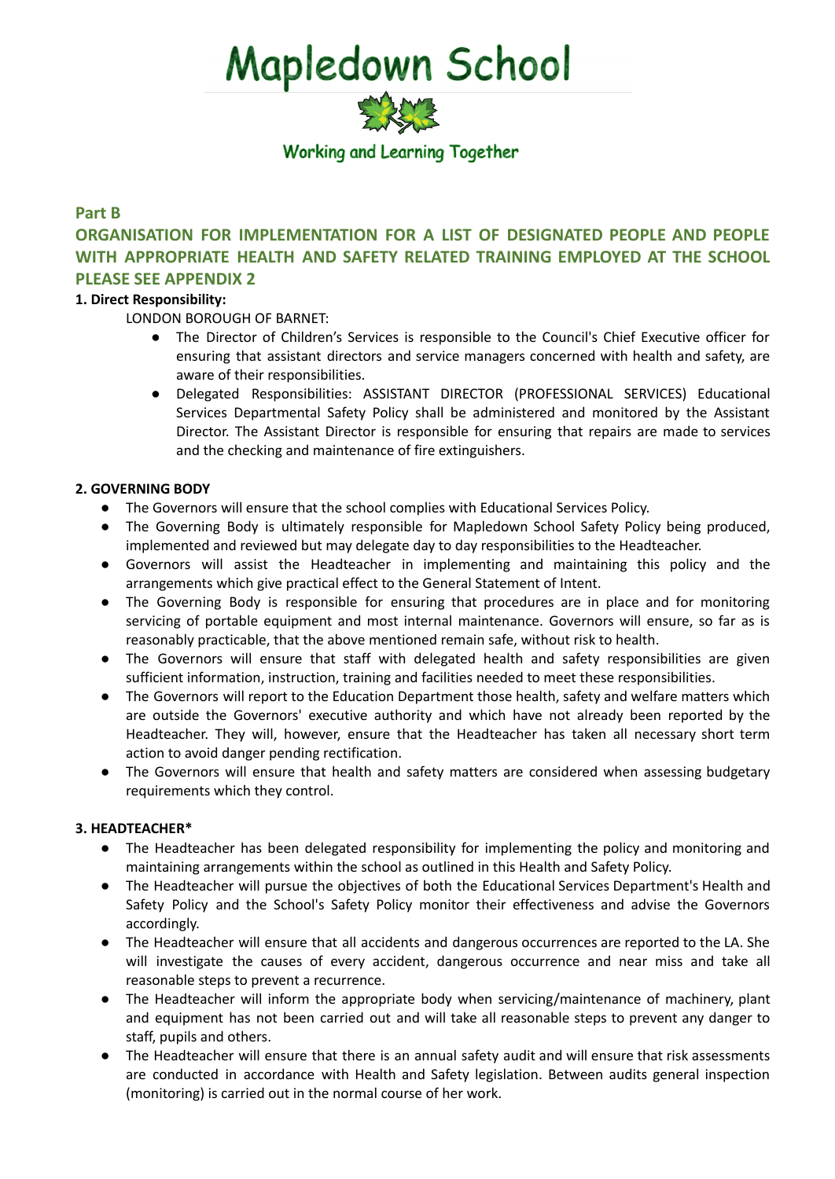# Mapledown School

Working and Learning Together

## Part B

## ORGANISATION FOR IMPLEMENTATION FOR A LIST OF DESIGNATED PEOPLE AND PEOPLE WITH APPROPRIATE HEALTH AND SAFETY RELATED TRAINING EMPLOYED AT THE SCHOOL PLEASE SEE APPENDIX 2

**1. Direct Responsibility:**

LONDON BOROUGH OF BARNET:

- The Director of Children's Services is responsible to the Council's Chief Executive officer for ensuring that assistant directors and service managers concerned with health and safety, are aware of their responsibilities.
- Delegated Responsibilities: ASSISTANT DIRECTOR (PROFESSIONAL SERVICES) Educational Services Departmental Safety Policy shall be administered and monitored by the Assistant Director. The Assistant Director is responsible for ensuring that repairs are made to services and the checking and maintenance of fire extinguishers.

**2. GOVERNING BODY**

- The Governors will ensure that the school complies with Educational Services Policy.
- The Governing Body is ultimately responsible for Mapledown School Safety Policy being produced, implemented and reviewed but may delegate day to day responsibilities to the Headteacher.
- Governors will assist the Headteacher in implementing and maintaining this policy and the arrangements which give practical effect to the General Statement of Intent.
- The Governing Body is responsible for ensuring that procedures are in place and for monitoring servicing of portable equipment and most internal maintenance. Governors will ensure, so far as is reasonably practicable, that the above mentioned remain safe, without risk to health.
- The Governors will ensure that staff with delegated health and safety responsibilities are given sufficient information, instruction, training and facilities needed to meet these responsibilities.
- The Governors will report to the Education Department those health, safety and welfare matters which are outside the Governors' executive authority and which have not already been reported by the Headteacher. They will, however, ensure that the Headteacher has taken all necessary short term action to avoid danger pending rectification.
- The Governors will ensure that health and safety matters are considered when assessing budgetary requirements which they control.

**3. HEADTEACHER***

- The Headteacher has been delegated responsibility for implementing the policy and monitoring and maintaining arrangements within the school as outlined in this Health and Safety Policy.
- The Headteacher will pursue the objectives of both the Educational Services Department's Health and Safety Policy and the School's Safety Policy monitor their effectiveness and advise the Governors accordingly.
- The Headteacher will ensure that all accidents and dangerous occurrences are reported to the LA. She will investigate the causes of every accident, dangerous occurrence and near miss and take all reasonable steps to prevent a recurrence.
- The Headteacher will inform the appropriate body when servicing/maintenance of machinery, plant and equipment has not been carried out and will take all reasonable steps to prevent any danger to staff, pupils and others.
- The Headteacher will ensure that there is an annual safety audit and will ensure that risk assessments are conducted in accordance with Health and Safety legislation. Between audits general inspection (monitoring) is carried out in the normal course of her work.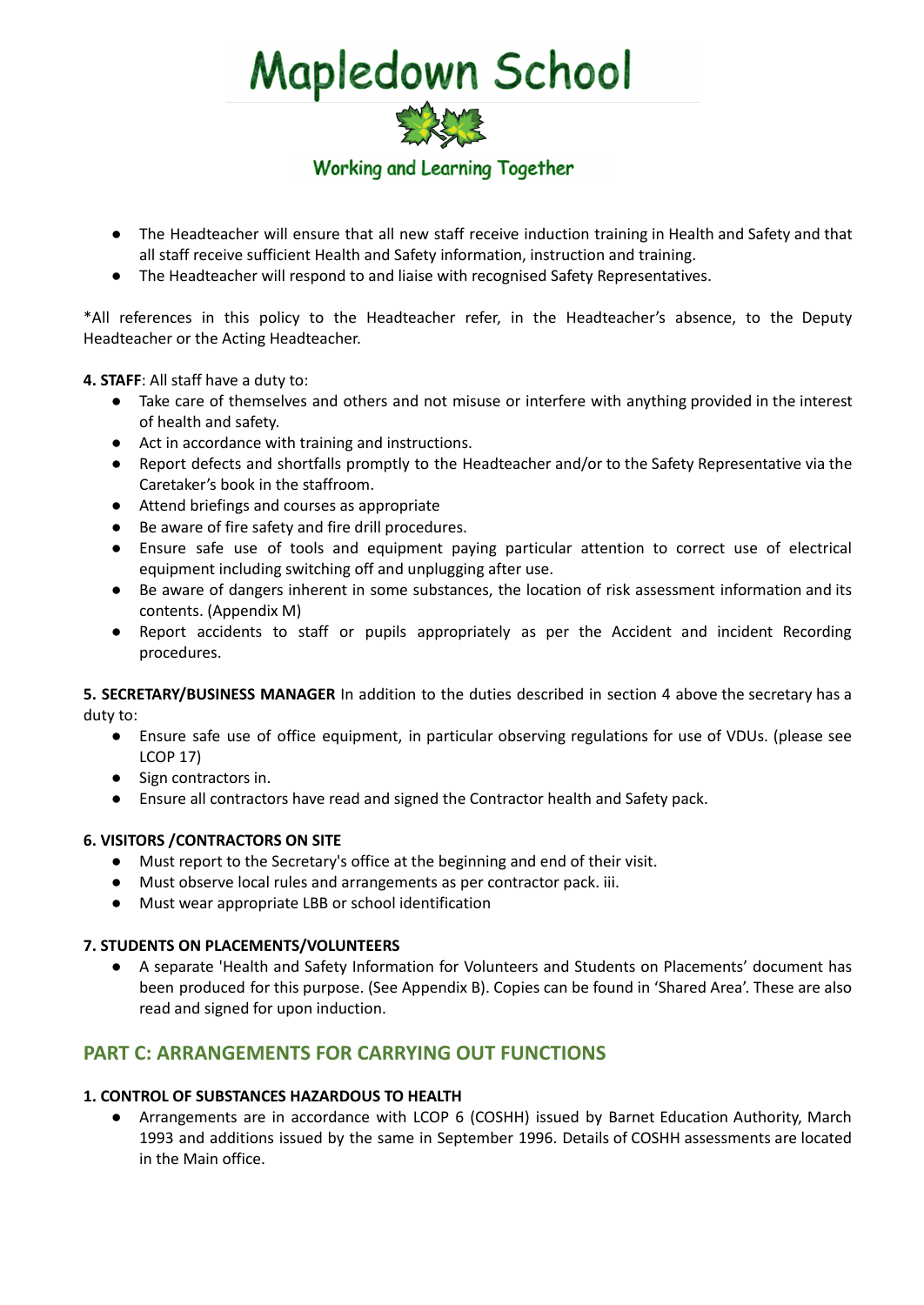- The Headteacher will ensure that all new staff receive induction training in Health and Safety and that all staff receive sufficient Health and Safety information, instruction and training.
- The Headteacher will respond to and liaise with recognised Safety Representatives.

*All references in this policy to the Headteacher refer, in the Headteacher's absence, to the Deputy Headteacher or the Acting Headteacher.

**4. STAFF**: All staff have a duty to:

- Take care of themselves and others and not misuse or interfere with anything provided in the interest of health and safety.
- Act in accordance with training and instructions.
- Report defects and shortfalls promptly to the Headteacher and/or to the Safety Representative via the Caretaker's book in the staffroom.
- Attend briefings and courses as appropriate
- Be aware of fire safety and fire drill procedures.
- Ensure safe use of tools and equipment paying particular attention to correct use of electrical equipment including switching off and unplugging after use.
- Be aware of dangers inherent in some substances, the location of risk assessment information and its contents. (Appendix M)
- Report accidents to staff or pupils appropriately as per the Accident and incident Recording procedures.

**5. SECRETARY/BUSINESS MANAGER** In addition to the duties described in section 4 above the secretary has a duty to:

- Ensure safe use of office equipment, in particular observing regulations for use of VDUs. (please see LCOP 17)
- Sign contractors in.
- Ensure all contractors have read and signed the Contractor health and Safety pack.

**6. VISITORS /CONTRACTORS ON SITE**

- Must report to the Secretary's office at the beginning and end of their visit.
- Must observe local rules and arrangements as per contractor pack. iii.
- Must wear appropriate LBB or school identification

**7. STUDENTS ON PLACEMENTS/VOLUNTEERS**

- A separate 'Health and Safety Information for Volunteers and Students on Placements' document has been produced for this purpose. (See Appendix B). Copies can be found in 'Shared Area'. These are also read and signed for upon induction.

## PART C: ARRANGEMENTS FOR CARRYING OUT FUNCTIONS

**1. CONTROL OF SUBSTANCES HAZARDOUS TO HEALTH**

- Arrangements are in accordance with LCOP 6 (COSHH) issued by Barnet Education Authority, March 1993 and additions issued by the same in September 1996. Details of COSHH assessments are located in the Main office.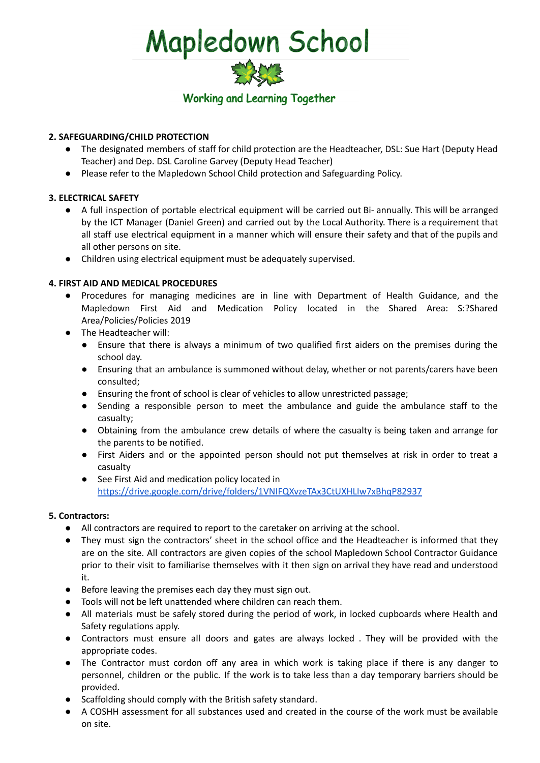# Mapledown School

Working and Learning Together

**2. SAFEGUARDING/CHILD PROTECTION**

- The designated members of staff for child protection are the Headteacher, DSL: Sue Hart (Deputy Head Teacher) and Dep. DSL Caroline Garvey (Deputy Head Teacher)
- Please refer to the Mapledown School Child protection and Safeguarding Policy.

**3. ELECTRICAL SAFETY**

- A full inspection of portable electrical equipment will be carried out Bi- annually. This will be arranged by the ICT Manager (Daniel Green) and carried out by the Local Authority. There is a requirement that all staff use electrical equipment in a manner which will ensure their safety and that of the pupils and all other persons on site.
- Children using electrical equipment must be adequately supervised.

**4. FIRST AID AND MEDICAL PROCEDURES**

- Procedures for managing medicines are in line with Department of Health Guidance, and the Mapledown First Aid and Medication Policy located in the Shared Area: S:?Shared Area/Policies/Policies 2019
- The Headteacher will:
  - Ensure that there is always a minimum of two qualified first aiders on the premises during the school day.
  - Ensuring that an ambulance is summoned without delay, whether or not parents/carers have been consulted;
  - Ensuring the front of school is clear of vehicles to allow unrestricted passage;
  - Sending a responsible person to meet the ambulance and guide the ambulance staff to the casualty;
  - Obtaining from the ambulance crew details of where the casualty is being taken and arrange for the parents to be notified.
  - First Aiders and or the appointed person should not put themselves at risk in order to treat a casualty
  - See First Aid and medication policy located in [https://drive.google.com/drive/folders/1VNIFQXvzeTAx3CtUXHLIw7xBhqP82937](https://drive.google.com/drive/folders/1VNIFQXvzeTAx3CtUXHLIw7xBhqP82937)

**5. Contractors:**

- All contractors are required to report to the caretaker on arriving at the school.
- They must sign the contractors' sheet in the school office and the Headteacher is informed that they are on the site. All contractors are given copies of the school Mapledown School Contractor Guidance prior to their visit to familiarise themselves with it then sign on arrival they have read and understood it.
- Before leaving the premises each day they must sign out.
- Tools will not be left unattended where children can reach them.
- All materials must be safely stored during the period of work, in locked cupboards where Health and Safety regulations apply.
- Contractors must ensure all doors and gates are always locked . They will be provided with the appropriate codes.
- The Contractor must cordon off any area in which work is taking place if there is any danger to personnel, children or the public. If the work is to take less than a day temporary barriers should be provided.
- Scaffolding should comply with the British safety standard.
- A COSHH assessment for all substances used and created in the course of the work must be available on site.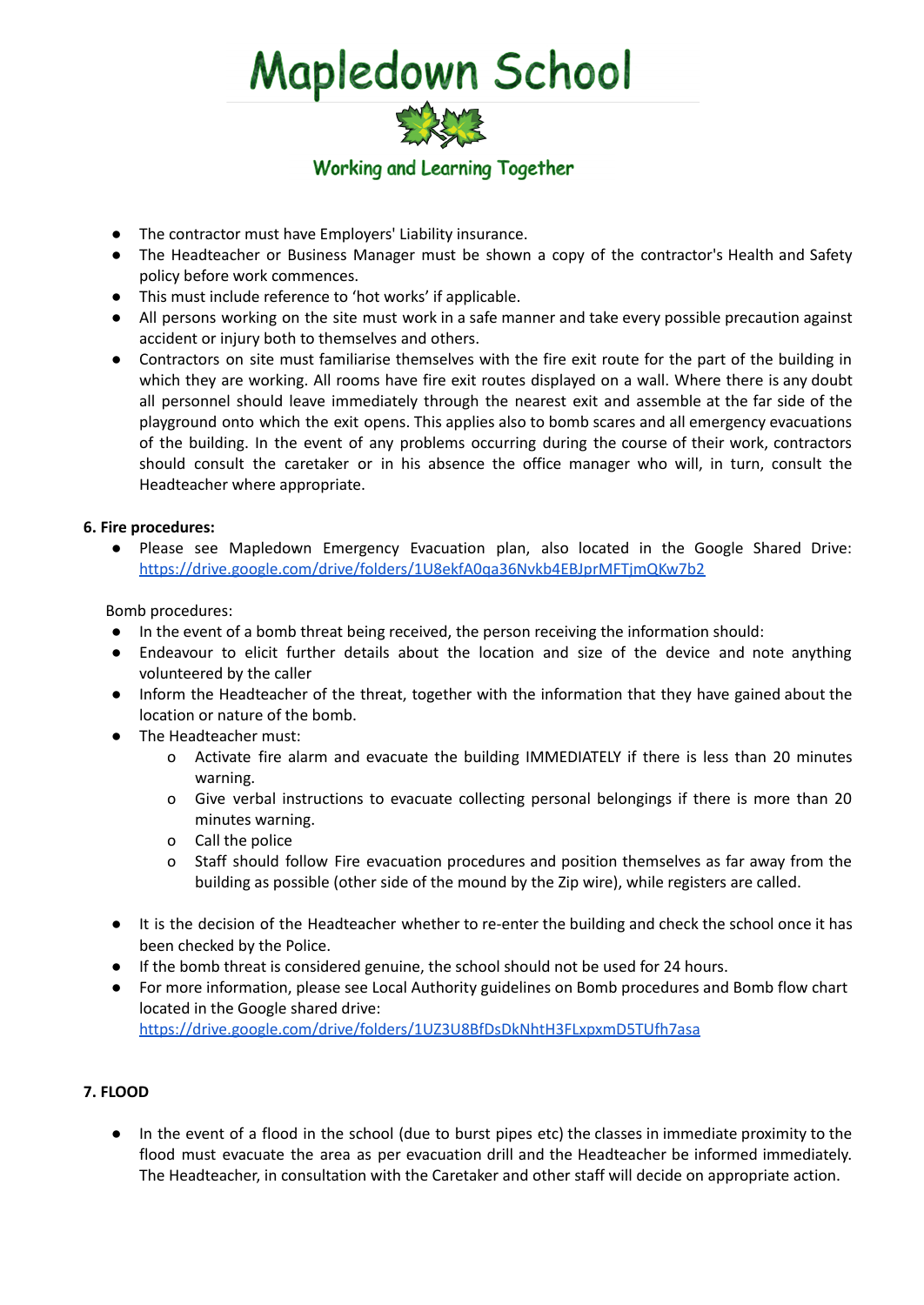- The contractor must have Employers' Liability insurance.
- The Headteacher or Business Manager must be shown a copy of the contractor's Health and Safety policy before work commences.
- This must include reference to 'hot works' if applicable.
- All persons working on the site must work in a safe manner and take every possible precaution against accident or injury both to themselves and others.
- Contractors on site must familiarise themselves with the fire exit route for the part of the building in which they are working. All rooms have fire exit routes displayed on a wall. Where there is any doubt all personnel should leave immediately through the nearest exit and assemble at the far side of the playground onto which the exit opens. This applies also to bomb scares and all emergency evacuations of the building. In the event of any problems occurring during the course of their work, contractors should consult the caretaker or in his absence the office manager who will, in turn, consult the Headteacher where appropriate.

**6. Fire procedures:**

- Please see Mapledown Emergency Evacuation plan, also located in the Google Shared Drive: https://drive.google.com/drive/folders/1U8ekfA0qa36Nvkb4EBJprMFTjmQKw7b2

Bomb procedures:

- In the event of a bomb threat being received, the person receiving the information should:
- Endeavour to elicit further details about the location and size of the device and note anything volunteered by the caller
- Inform the Headteacher of the threat, together with the information that they have gained about the location or nature of the bomb.
- The Headteacher must:
  - Activate fire alarm and evacuate the building IMMEDIATELY if there is less than 20 minutes warning.
  - Give verbal instructions to evacuate collecting personal belongings if there is more than 20 minutes warning.
  - Call the police
  - Staff should follow Fire evacuation procedures and position themselves as far away from the building as possible (other side of the mound by the Zip wire), while registers are called.

- It is the decision of the Headteacher whether to re-enter the building and check the school once it has been checked by the Police.
- If the bomb threat is considered genuine, the school should not be used for 24 hours.
- For more information, please see Local Authority guidelines on Bomb procedures and Bomb flow chart located in the Google shared drive: https://drive.google.com/drive/folders/1UZ3U8BfDsDkNhtH3FLxpxmD5TUfh7asa

**7. FLOOD**

- In the event of a flood in the school (due to burst pipes etc) the classes in immediate proximity to the flood must evacuate the area as per evacuation drill and the Headteacher be informed immediately. The Headteacher, in consultation with the Caretaker and other staff will decide on appropriate action.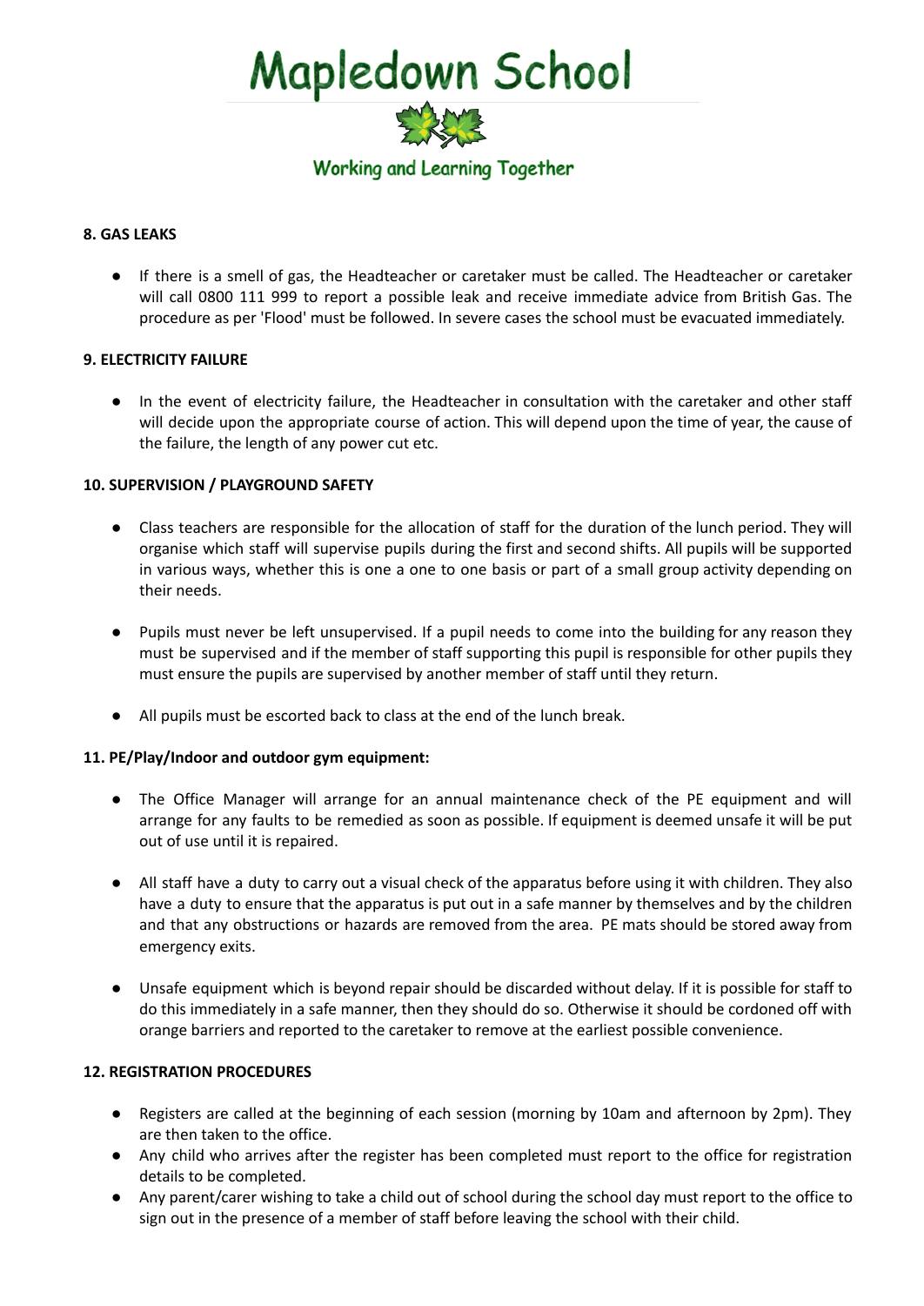# Mapledown School

Working and Learning Together

**8. GAS LEAKS**

- If there is a smell of gas, the Headteacher or caretaker must be called. The Headteacher or caretaker will call 0800 111 999 to report a possible leak and receive immediate advice from British Gas. The procedure as per 'Flood' must be followed. In severe cases the school must be evacuated immediately.

**9. ELECTRICITY FAILURE**

- In the event of electricity failure, the Headteacher in consultation with the caretaker and other staff will decide upon the appropriate course of action. This will depend upon the time of year, the cause of the failure, the length of any power cut etc.

**10. SUPERVISION / PLAYGROUND SAFETY**

- Class teachers are responsible for the allocation of staff for the duration of the lunch period. They will organise which staff will supervise pupils during the first and second shifts. All pupils will be supported in various ways, whether this is one a one to one basis or part of a small group activity depending on their needs.

- Pupils must never be left unsupervised. If a pupil needs to come into the building for any reason they must be supervised and if the member of staff supporting this pupil is responsible for other pupils they must ensure the pupils are supervised by another member of staff until they return.

- All pupils must be escorted back to class at the end of the lunch break.

**11. PE/Play/Indoor and outdoor gym equipment:**

- The Office Manager will arrange for an annual maintenance check of the PE equipment and will arrange for any faults to be remedied as soon as possible. If equipment is deemed unsafe it will be put out of use until it is repaired.

- All staff have a duty to carry out a visual check of the apparatus before using it with children. They also have a duty to ensure that the apparatus is put out in a safe manner by themselves and by the children and that any obstructions or hazards are removed from the area. PE mats should be stored away from emergency exits.

- Unsafe equipment which is beyond repair should be discarded without delay. If it is possible for staff to do this immediately in a safe manner, then they should do so. Otherwise it should be cordoned off with orange barriers and reported to the caretaker to remove at the earliest possible convenience.

**12. REGISTRATION PROCEDURES**

- Registers are called at the beginning of each session (morning by 10am and afternoon by 2pm). They are then taken to the office.
- Any child who arrives after the register has been completed must report to the office for registration details to be completed.
- Any parent/carer wishing to take a child out of school during the school day must report to the office to sign out in the presence of a member of staff before leaving the school with their child.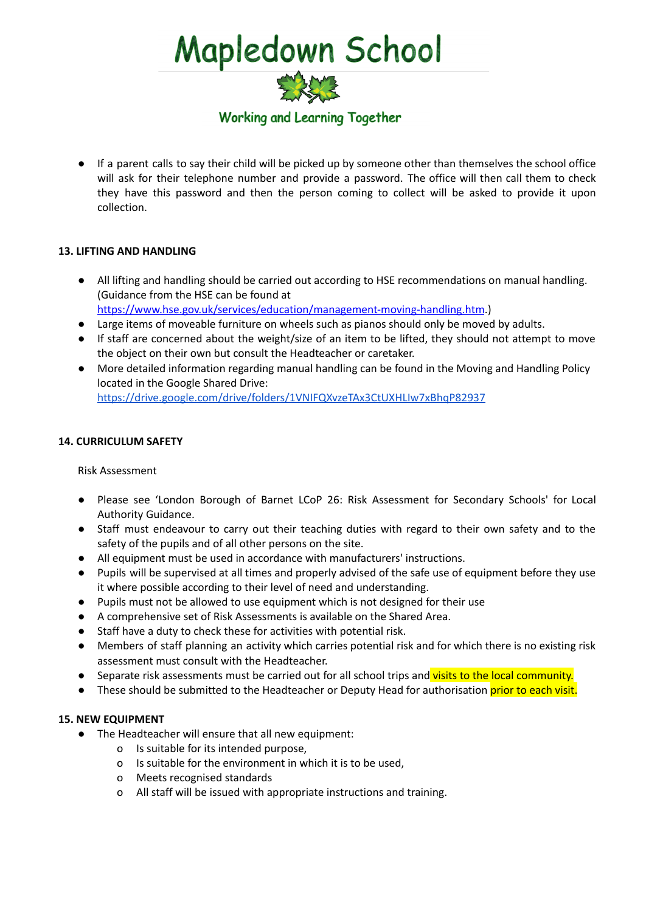- If a parent calls to say their child will be picked up by someone other than themselves the school office will ask for their telephone number and provide a password. The office will then call them to check they have this password and then the person coming to collect will be asked to provide it upon collection.

## 13. LIFTING AND HANDLING

- All lifting and handling should be carried out according to HSE recommendations on manual handling. (Guidance from the HSE can be found at https://www.hse.gov.uk/services/education/management-moving-handling.htm.)
- Large items of moveable furniture on wheels such as pianos should only be moved by adults.
- If staff are concerned about the weight/size of an item to be lifted, they should not attempt to move the object on their own but consult the Headteacher or caretaker.
- More detailed information regarding manual handling can be found in the Moving and Handling Policy located in the Google Shared Drive: https://drive.google.com/drive/folders/1VNIFQXvzeTAx3CtUXHLIw7xBhqP82937

## 14. CURRICULUM SAFETY

Risk Assessment

- Please see 'London Borough of Barnet LCoP 26: Risk Assessment for Secondary Schools' for Local Authority Guidance.
- Staff must endeavour to carry out their teaching duties with regard to their own safety and to the safety of the pupils and of all other persons on the site.
- All equipment must be used in accordance with manufacturers' instructions.
- Pupils will be supervised at all times and properly advised of the safe use of equipment before they use it where possible according to their level of need and understanding.
- Pupils must not be allowed to use equipment which is not designed for their use
- A comprehensive set of Risk Assessments is available on the Shared Area.
- Staff have a duty to check these for activities with potential risk.
- Members of staff planning an activity which carries potential risk and for which there is no existing risk assessment must consult with the Headteacher.
- Separate risk assessments must be carried out for all school trips and visits to the local community.
- These should be submitted to the Headteacher or Deputy Head for authorisation prior to each visit.

## 15. NEW EQUIPMENT

- The Headteacher will ensure that all new equipment:
  - Is suitable for its intended purpose,
  - Is suitable for the environment in which it is to be used,
  - Meets recognised standards
  - All staff will be issued with appropriate instructions and training.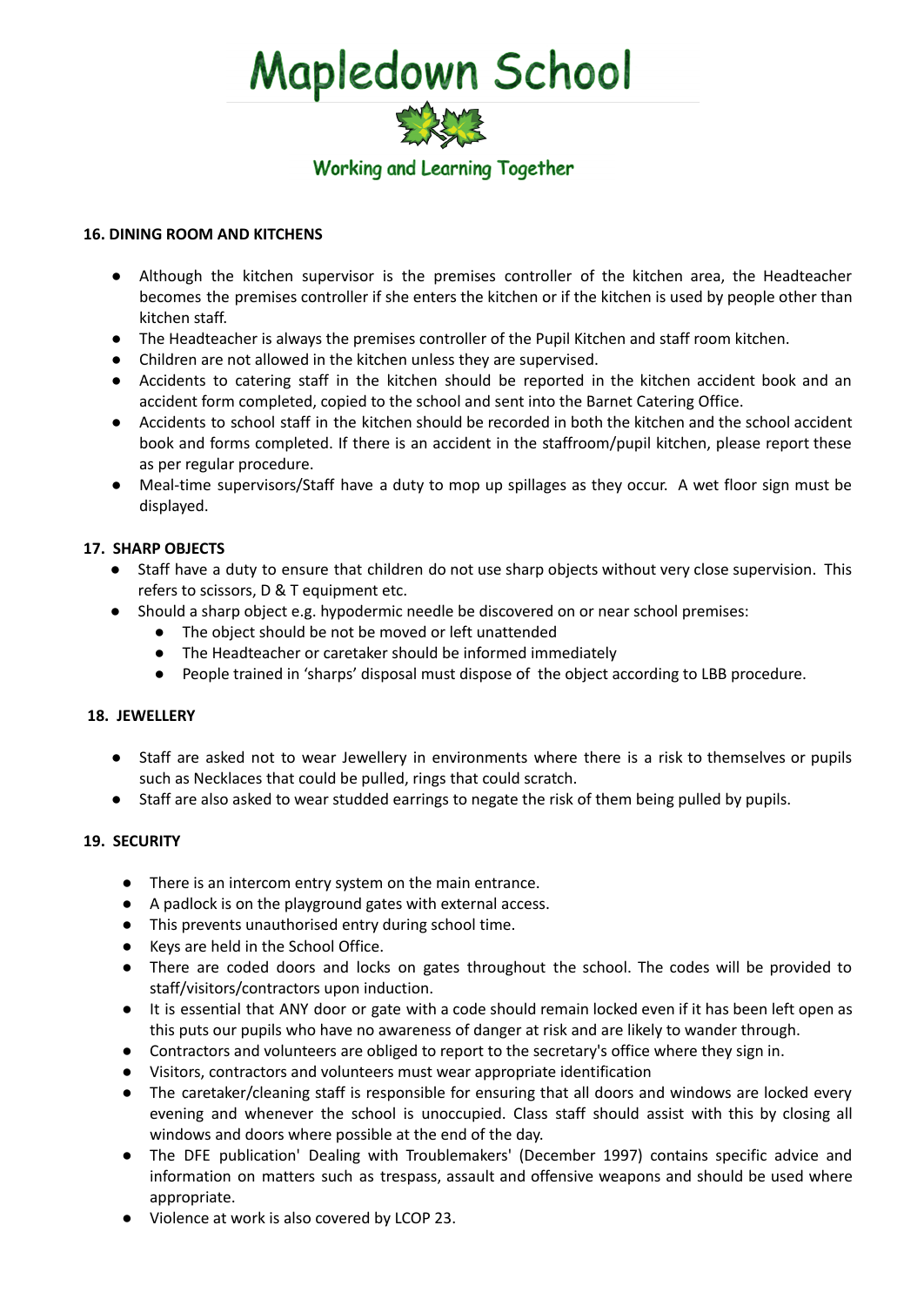# Mapledown School

Working and Learning Together

### 16. DINING ROOM AND KITCHENS

- Although the kitchen supervisor is the premises controller of the kitchen area, the Headteacher becomes the premises controller if she enters the kitchen or if the kitchen is used by people other than kitchen staff.
- The Headteacher is always the premises controller of the Pupil Kitchen and staff room kitchen.
- Children are not allowed in the kitchen unless they are supervised.
- Accidents to catering staff in the kitchen should be reported in the kitchen accident book and an accident form completed, copied to the school and sent into the Barnet Catering Office.
- Accidents to school staff in the kitchen should be recorded in both the kitchen and the school accident book and forms completed. If there is an accident in the staffroom/pupil kitchen, please report these as per regular procedure.
- Meal-time supervisors/Staff have a duty to mop up spillages as they occur. A wet floor sign must be displayed.

### 17. SHARP OBJECTS

- Staff have a duty to ensure that children do not use sharp objects without very close supervision. This refers to scissors, D & T equipment etc.
- Should a sharp object e.g. hypodermic needle be discovered on or near school premises:
  - The object should be not be moved or left unattended
  - The Headteacher or caretaker should be informed immediately
  - People trained in 'sharps' disposal must dispose of the object according to LBB procedure.

### 18. JEWELLERY

- Staff are asked not to wear Jewellery in environments where there is a risk to themselves or pupils such as Necklaces that could be pulled, rings that could scratch.
- Staff are also asked to wear studded earrings to negate the risk of them being pulled by pupils.

### 19. SECURITY

- There is an intercom entry system on the main entrance.
- A padlock is on the playground gates with external access.
- This prevents unauthorised entry during school time.
- Keys are held in the School Office.
- There are coded doors and locks on gates throughout the school. The codes will be provided to staff/visitors/contractors upon induction.
- It is essential that ANY door or gate with a code should remain locked even if it has been left open as this puts our pupils who have no awareness of danger at risk and are likely to wander through.
- Contractors and volunteers are obliged to report to the secretary's office where they sign in.
- Visitors, contractors and volunteers must wear appropriate identification
- The caretaker/cleaning staff is responsible for ensuring that all doors and windows are locked every evening and whenever the school is unoccupied. Class staff should assist with this by closing all windows and doors where possible at the end of the day.
- The DFE publication' Dealing with Troublemakers' (December 1997) contains specific advice and information on matters such as trespass, assault and offensive weapons and should be used where appropriate.
- Violence at work is also covered by LCOP 23.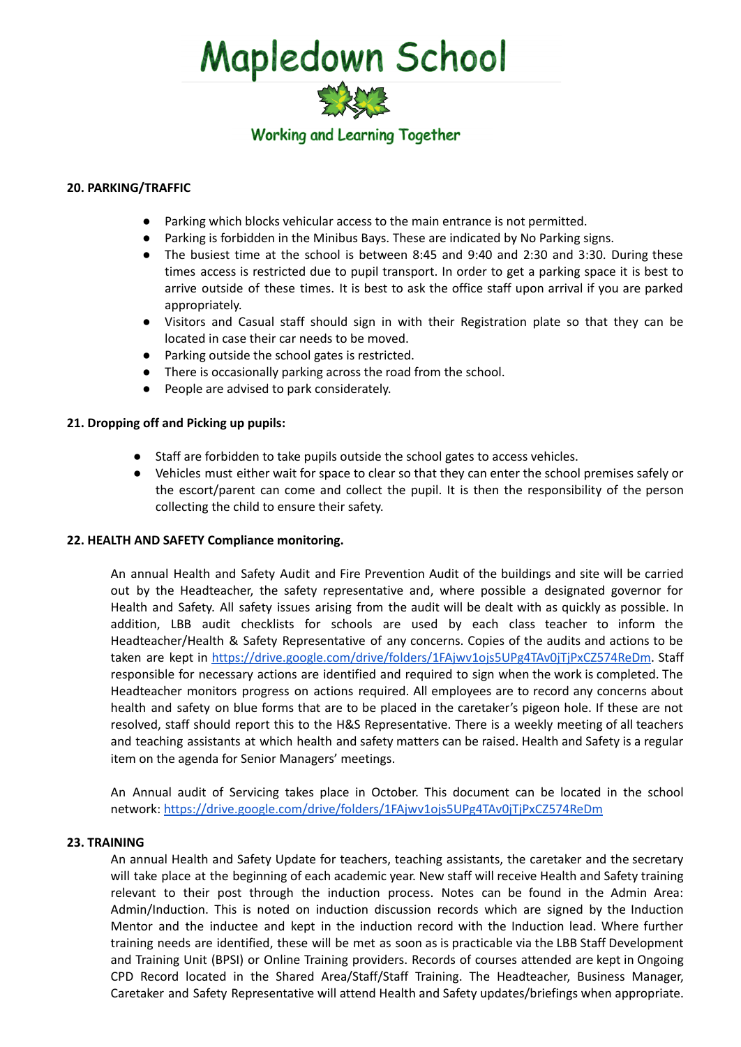### 20. PARKING/TRAFFIC

- Parking which blocks vehicular access to the main entrance is not permitted.
- Parking is forbidden in the Minibus Bays. These are indicated by No Parking signs.
- The busiest time at the school is between 8:45 and 9:40 and 2:30 and 3:30. During these times access is restricted due to pupil transport. In order to get a parking space it is best to arrive outside of these times. It is best to ask the office staff upon arrival if you are parked appropriately.
- Visitors and Casual staff should sign in with their Registration plate so that they can be located in case their car needs to be moved.
- Parking outside the school gates is restricted.
- There is occasionally parking across the road from the school.
- People are advised to park considerately.

### 21. Dropping off and Picking up pupils:

- Staff are forbidden to take pupils outside the school gates to access vehicles.
- Vehicles must either wait for space to clear so that they can enter the school premises safely or the escort/parent can come and collect the pupil. It is then the responsibility of the person collecting the child to ensure their safety.

### 22. HEALTH AND SAFETY Compliance monitoring.

An annual Health and Safety Audit and Fire Prevention Audit of the buildings and site will be carried out by the Headteacher, the safety representative and, where possible a designated governor for Health and Safety. All safety issues arising from the audit will be dealt with as quickly as possible. In addition, LBB audit checklists for schools are used by each class teacher to inform the Headteacher/Health & Safety Representative of any concerns. Copies of the audits and actions to be taken are kept in https://drive.google.com/drive/folders/1FAjwv1ojs5UPg4TAv0jTjPxCZ574ReDm. Staff responsible for necessary actions are identified and required to sign when the work is completed. The Headteacher monitors progress on actions required. All employees are to record any concerns about health and safety on blue forms that are to be placed in the caretaker's pigeon hole. If these are not resolved, staff should report this to the H&S Representative. There is a weekly meeting of all teachers and teaching assistants at which health and safety matters can be raised. Health and Safety is a regular item on the agenda for Senior Managers' meetings.

An Annual audit of Servicing takes place in October. This document can be located in the school network: https://drive.google.com/drive/folders/1FAjwv1ojs5UPg4TAv0jTjPxCZ574ReDm

### 23. TRAINING

An annual Health and Safety Update for teachers, teaching assistants, the caretaker and the secretary will take place at the beginning of each academic year. New staff will receive Health and Safety training relevant to their post through the induction process. Notes can be found in the Admin Area: Admin/Induction. This is noted on induction discussion records which are signed by the Induction Mentor and the inductee and kept in the induction record with the Induction lead. Where further training needs are identified, these will be met as soon as is practicable via the LBB Staff Development and Training Unit (BPSI) or Online Training providers. Records of courses attended are kept in Ongoing CPD Record located in the Shared Area/Staff/Staff Training. The Headteacher, Business Manager, Caretaker and Safety Representative will attend Health and Safety updates/briefings when appropriate.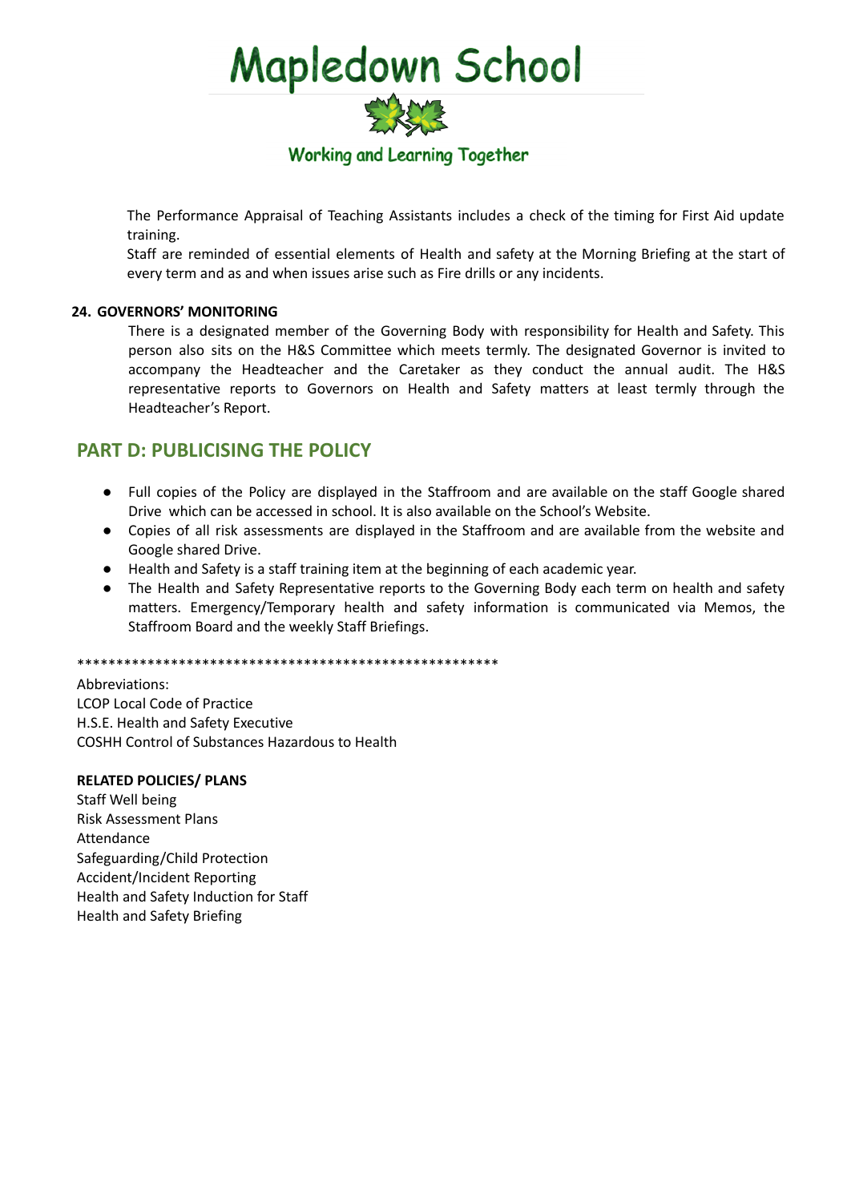The Performance Appraisal of Teaching Assistants includes a check of the timing for First Aid update training.

Staff are reminded of essential elements of Health and safety at the Morning Briefing at the start of every term and as and when issues arise such as Fire drills or any incidents.

**24. GOVERNORS' MONITORING**

There is a designated member of the Governing Body with responsibility for Health and Safety. This person also sits on the H&S Committee which meets termly. The designated Governor is invited to accompany the Headteacher and the Caretaker as they conduct the annual audit. The H&S representative reports to Governors on Health and Safety matters at least termly through the Headteacher's Report.

## PART D: PUBLICISING THE POLICY

- Full copies of the Policy are displayed in the Staffroom and are available on the staff Google shared Drive which can be accessed in school. It is also available on the School's Website.
- Copies of all risk assessments are displayed in the Staffroom and are available from the website and Google shared Drive.
- Health and Safety is a staff training item at the beginning of each academic year.
- The Health and Safety Representative reports to the Governing Body each term on health and safety matters. Emergency/Temporary health and safety information is communicated via Memos, the Staffroom Board and the weekly Staff Briefings.

*******************************************************

Abbreviations:
LCOP Local Code of Practice
H.S.E. Health and Safety Executive
COSHH Control of Substances Hazardous to Health

**RELATED POLICIES/ PLANS**

Staff Well being
Risk Assessment Plans
Attendance
Safeguarding/Child Protection
Accident/Incident Reporting
Health and Safety Induction for Staff
Health and Safety Briefing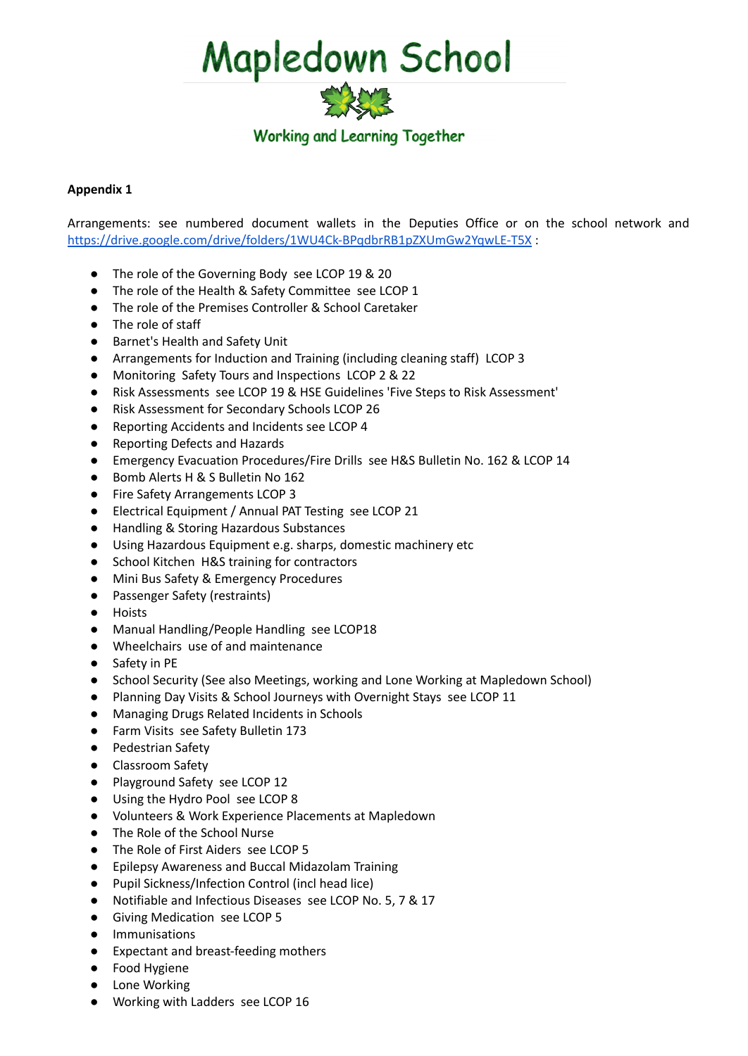# Mapledown School

Working and Learning Together

**Appendix 1**

Arrangements: see numbered document wallets in the Deputies Office or on the school network and [https://drive.google.com/drive/folders/1WU4Ck-BPqdbrRB1pZXUmGw2YqwLE-T5X](https://drive.google.com/drive/folders/1WU4Ck-BPqdbrRB1pZXUmGw2YqwLE-T5X) :

- The role of the Governing Body see LCOP 19 & 20
- The role of the Health & Safety Committee see LCOP 1
- The role of the Premises Controller & School Caretaker
- The role of staff
- Barnet's Health and Safety Unit
- Arrangements for Induction and Training (including cleaning staff) LCOP 3
- Monitoring Safety Tours and Inspections LCOP 2 & 22
- Risk Assessments see LCOP 19 & HSE Guidelines 'Five Steps to Risk Assessment'
- Risk Assessment for Secondary Schools LCOP 26
- Reporting Accidents and Incidents see LCOP 4
- Reporting Defects and Hazards
- Emergency Evacuation Procedures/Fire Drills see H&S Bulletin No. 162 & LCOP 14
- Bomb Alerts H & S Bulletin No 162
- Fire Safety Arrangements LCOP 3
- Electrical Equipment / Annual PAT Testing see LCOP 21
- Handling & Storing Hazardous Substances
- Using Hazardous Equipment e.g. sharps, domestic machinery etc
- School Kitchen H&S training for contractors
- Mini Bus Safety & Emergency Procedures
- Passenger Safety (restraints)
- Hoists
- Manual Handling/People Handling see LCOP18
- Wheelchairs use of and maintenance
- Safety in PE
- School Security (See also Meetings, working and Lone Working at Mapledown School)
- Planning Day Visits & School Journeys with Overnight Stays see LCOP 11
- Managing Drugs Related Incidents in Schools
- Farm Visits see Safety Bulletin 173
- Pedestrian Safety
- Classroom Safety
- Playground Safety see LCOP 12
- Using the Hydro Pool see LCOP 8
- Volunteers & Work Experience Placements at Mapledown
- The Role of the School Nurse
- The Role of First Aiders see LCOP 5
- Epilepsy Awareness and Buccal Midazolam Training
- Pupil Sickness/Infection Control (incl head lice)
- Notifiable and Infectious Diseases see LCOP No. 5, 7 & 17
- Giving Medication see LCOP 5
- Immunisations
- Expectant and breast-feeding mothers
- Food Hygiene
- Lone Working
- Working with Ladders see LCOP 16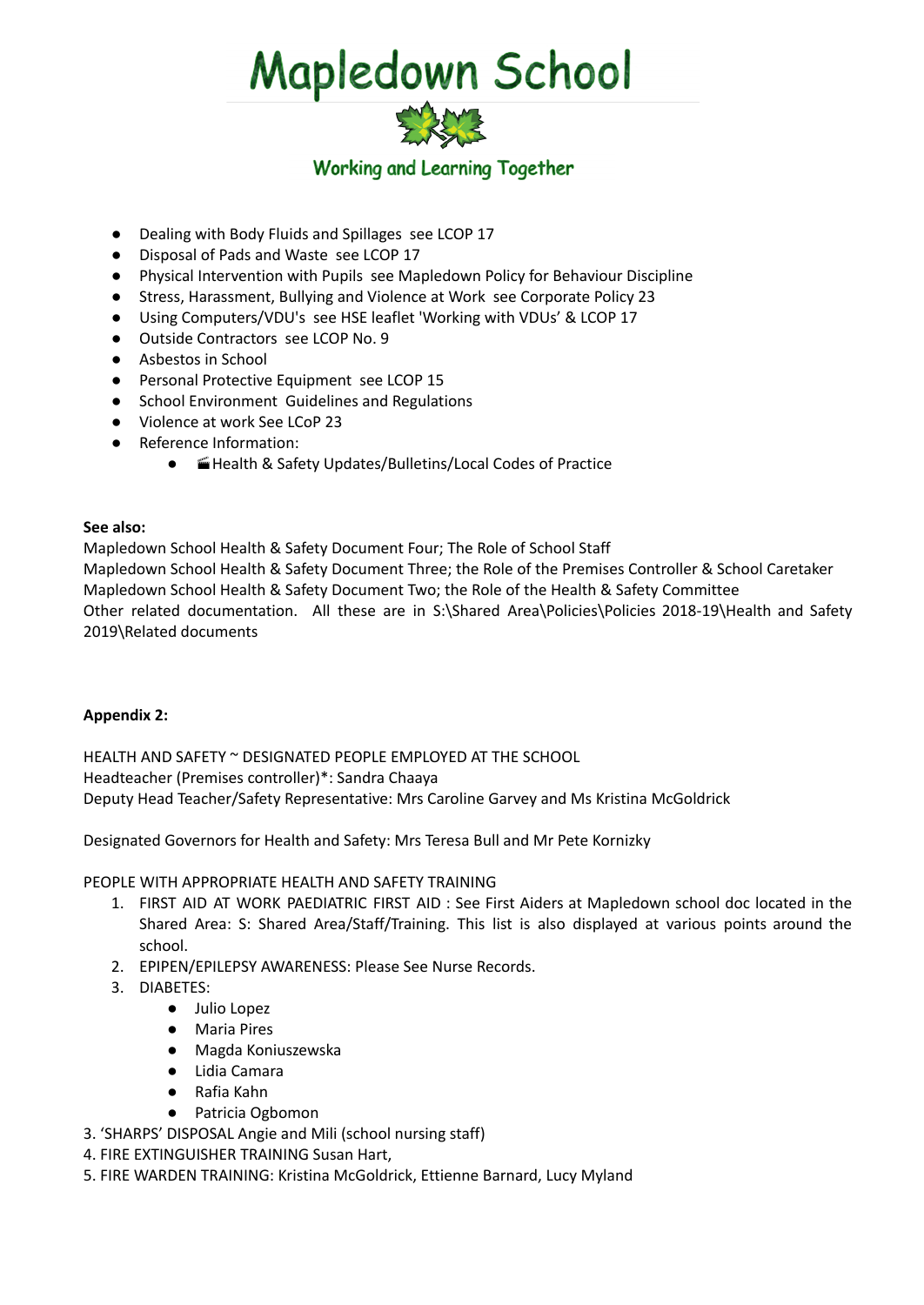# Mapledown School

Working and Learning Together

- Dealing with Body Fluids and Spillages see LCOP 17
- Disposal of Pads and Waste see LCOP 17
- Physical Intervention with Pupils see Mapledown Policy for Behaviour Discipline
- Stress, Harassment, Bullying and Violence at Work see Corporate Policy 23
- Using Computers/VDU's see HSE leaflet 'Working with VDUs' & LCOP 17
- Outside Contractors see LCOP No. 9
- Asbestos in School
- Personal Protective Equipment see LCOP 15
- School Environment Guidelines and Regulations
- Violence at work See LCoP 23
- Reference Information:
  - 🎬Health & Safety Updates/Bulletins/Local Codes of Practice

**See also:**
Mapledown School Health & Safety Document Four; The Role of School Staff
Mapledown School Health & Safety Document Three; the Role of the Premises Controller & School Caretaker
Mapledown School Health & Safety Document Two; the Role of the Health & Safety Committee
Other related documentation. All these are in S:\Shared Area\Policies\Policies 2018-19\Health and Safety 2019\Related documents

**Appendix 2:**

HEALTH AND SAFETY ~ DESIGNATED PEOPLE EMPLOYED AT THE SCHOOL
Headteacher (Premises controller)*: Sandra Chaaya
Deputy Head Teacher/Safety Representative: Mrs Caroline Garvey and Ms Kristina McGoldrick

Designated Governors for Health and Safety: Mrs Teresa Bull and Mr Pete Kornizky

PEOPLE WITH APPROPRIATE HEALTH AND SAFETY TRAINING

1. FIRST AID AT WORK PAEDIATRIC FIRST AID : See First Aiders at Mapledown school doc located in the Shared Area: S: Shared Area/Staff/Training. This list is also displayed at various points around the school.
2. EPIPEN/EPILEPSY AWARENESS: Please See Nurse Records.
3. DIABETES:
   - Julio Lopez
   - Maria Pires
   - Magda Koniuszewska
   - Lidia Camara
   - Rafia Kahn
   - Patricia Ogbomon

3. 'SHARPS' DISPOSAL Angie and Mili (school nursing staff)
4. FIRE EXTINGUISHER TRAINING Susan Hart,
5. FIRE WARDEN TRAINING: Kristina McGoldrick, Ettienne Barnard, Lucy Myland